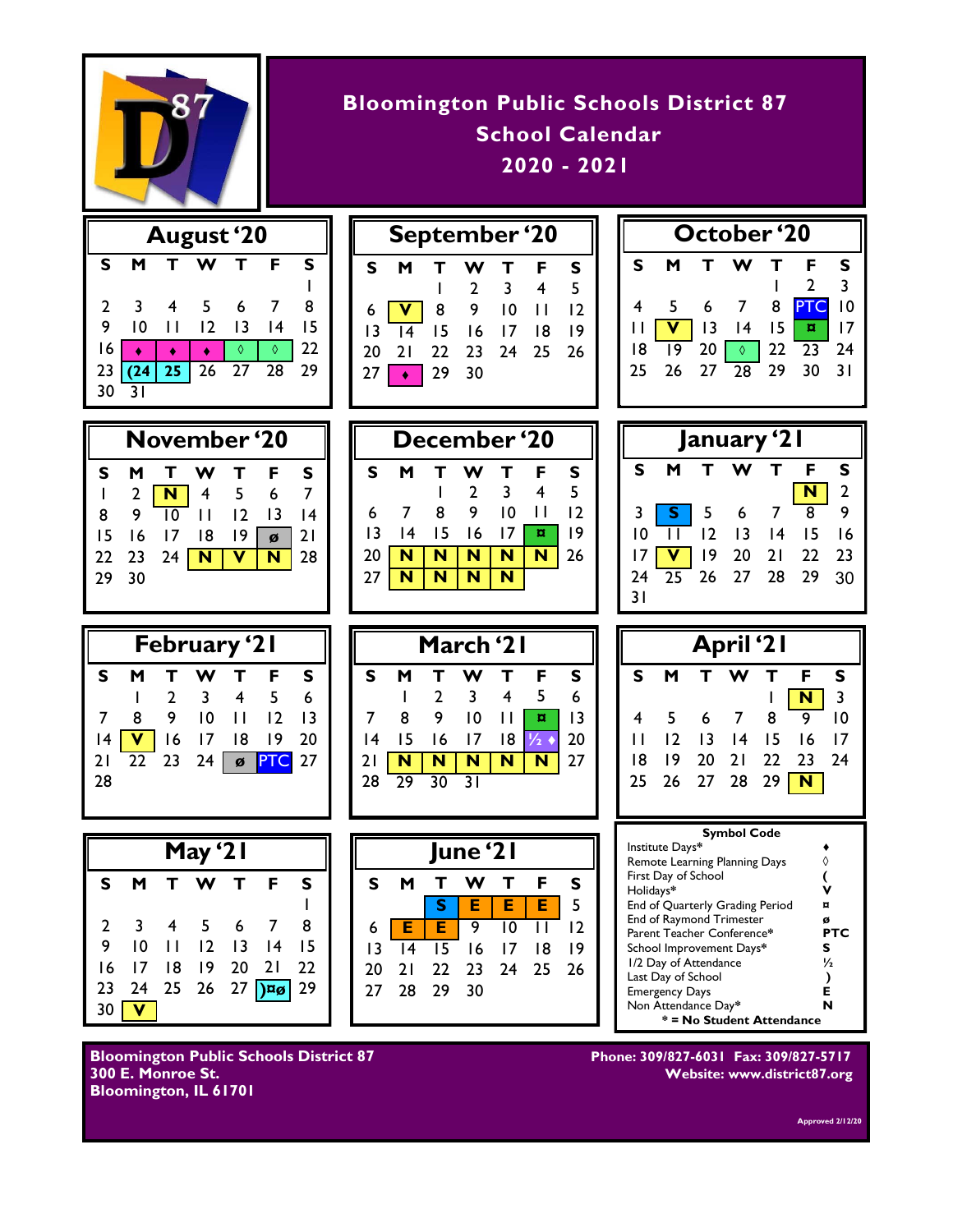# Bloomington Public Schools District 87
## School Calendar
## 2020 - 2021

### August '20

| S | M | T | W | T | F | S |
|---|---|---|---|---|---|---|
| | | | | | | 1 |
| 2 | 3 | 4 | 5 | 6 | 7 | 8 |
| 9 | 10 | 11 | 12 | 13 | 14 | 15 |
| 16 | ♦ | ♦ | ♦ | ◊ | ◊ | 22 |
| 23 | (24 | 25 | 26 | 27 | 28 | 29 |
| 30 | 31 | | | | | |

### September '20

| S | M | T | W | T | F | S |
|---|---|---|---|---|---|---|
| | | 1 | 2 | 3 | 4 | 5 |
| 6 | V | 8 | 9 | 10 | 11 | 12 |
| 13 | 14 | 15 | 16 | 17 | 18 | 19 |
| 20 | 21 | 22 | 23 | 24 | 25 | 26 |
| 27 | ♦ | 29 | 30 | | | |

### October '20

| S | M | T | W | T | F | S |
|---|---|---|---|---|---|---|
| | | | | 1 | 2 | 3 |
| 4 | 5 | 6 | 7 | 8 | PTC | 10 |
| 11 | V | 13 | 14 | 15 | ¤ | 17 |
| 18 | 19 | 20 | ◊ | 22 | 23 | 24 |
| 25 | 26 | 27 | 28 | 29 | 30 | 31 |

### November '20

| S | M | T | W | T | F | S |
|---|---|---|---|---|---|---|
| 1 | 2 | N | 4 | 5 | 6 | 7 |
| 8 | 9 | 10 | 11 | 12 | 13 | 14 |
| 15 | 16 | 17 | 18 | 19 | ø | 21 |
| 22 | 23 | 24 | N | V | N | 28 |
| 29 | 30 | | | | | |

### December '20

| S | M | T | W | T | F | S |
|---|---|---|---|---|---|---|
| | | 1 | 2 | 3 | 4 | 5 |
| 6 | 7 | 8 | 9 | 10 | 11 | 12 |
| 13 | 14 | 15 | 16 | 17 | ¤ | 19 |
| 20 | N | N | N | N | N | 26 |
| 27 | N | N | N | N | | |

### January '21

| S | M | T | W | T | F | S |
|---|---|---|---|---|---|---|
| | | | | | N | 2 |
| 3 | S | 5 | 6 | 7 | 8 | 9 |
| 10 | 11 | 12 | 13 | 14 | 15 | 16 |
| 17 | V | 19 | 20 | 21 | 22 | 23 |
| 24 | 25 | 26 | 27 | 28 | 29 | 30 |
| 31 | | | | | | |

### February '21

| S | M | T | W | T | F | S |
|---|---|---|---|---|---|---|
| | 1 | 2 | 3 | 4 | 5 | 6 |
| 7 | 8 | 9 | 10 | 11 | 12 | 13 |
| 14 | V | 16 | 17 | 18 | 19 | 20 |
| 21 | 22 | 23 | 24 | ø | PTC | 27 |
| 28 | | | | | | |

### March '21

| S | M | T | W | T | F | S |
|---|---|---|---|---|---|---|
| | 1 | 2 | 3 | 4 | 5 | 6 |
| 7 | 8 | 9 | 10 | 11 | ¤ | 13 |
| 14 | 15 | 16 | 17 | 18 | ½ ♦ | 20 |
| 21 | N | N | N | N | N | 27 |
| 28 | 29 | 30 | 31 | | | |

### April '21

| S | M | T | W | T | F | S |
|---|---|---|---|---|---|---|
| | | | | 1 | N | 3 |
| 4 | 5 | 6 | 7 | 8 | 9 | 10 |
| 11 | 12 | 13 | 14 | 15 | 16 | 17 |
| 18 | 19 | 20 | 21 | 22 | 23 | 24 |
| 25 | 26 | 27 | 28 | 29 | N | |

### May '21

| S | M | T | W | T | F | S |
|---|---|---|---|---|---|---|
| | | | | | | 1 |
| 2 | 3 | 4 | 5 | 6 | 7 | 8 |
| 9 | 10 | 11 | 12 | 13 | 14 | 15 |
| 16 | 17 | 18 | 19 | 20 | 21 | 22 |
| 23 | 24 | 25 | 26 | 27 | )¤ø | 29 |
| 30 | V | | | | | |

### June '21

| S | M | T | W | T | F | S |
|---|---|---|---|---|---|---|
| | | S | E | E | E | 5 |
| 6 | E | E | 9 | 10 | 11 | 12 |
| 13 | 14 | 15 | 16 | 17 | 18 | 19 |
| 20 | 21 | 22 | 23 | 24 | 25 | 26 |
| 27 | 28 | 29 | 30 | | | |

### Symbol Code

| Description | Symbol |
|---|---|
| Institute Days* | ♦ |
| Remote Learning Planning Days | ◊ |
| First Day of School | ( |
| Holidays* | V |
| End of Quarterly Grading Period | ¤ |
| End of Raymond Trimester | ø |
| Parent Teacher Conference* | PTC |
| School Improvement Days* | S |
| 1/2 Day of Attendance | ½ |
| Last Day of School | ) |
| Emergency Days | E |
| Non Attendance Day* | N |

* = No Student Attendance

**Bloomington Public Schools District 87**
**300 E. Monroe St.**
**Bloomington, IL 61701**

**Phone: 309/827-6031 Fax: 309/827-5717**
**Website: www.district87.org**

Approved 2/12/20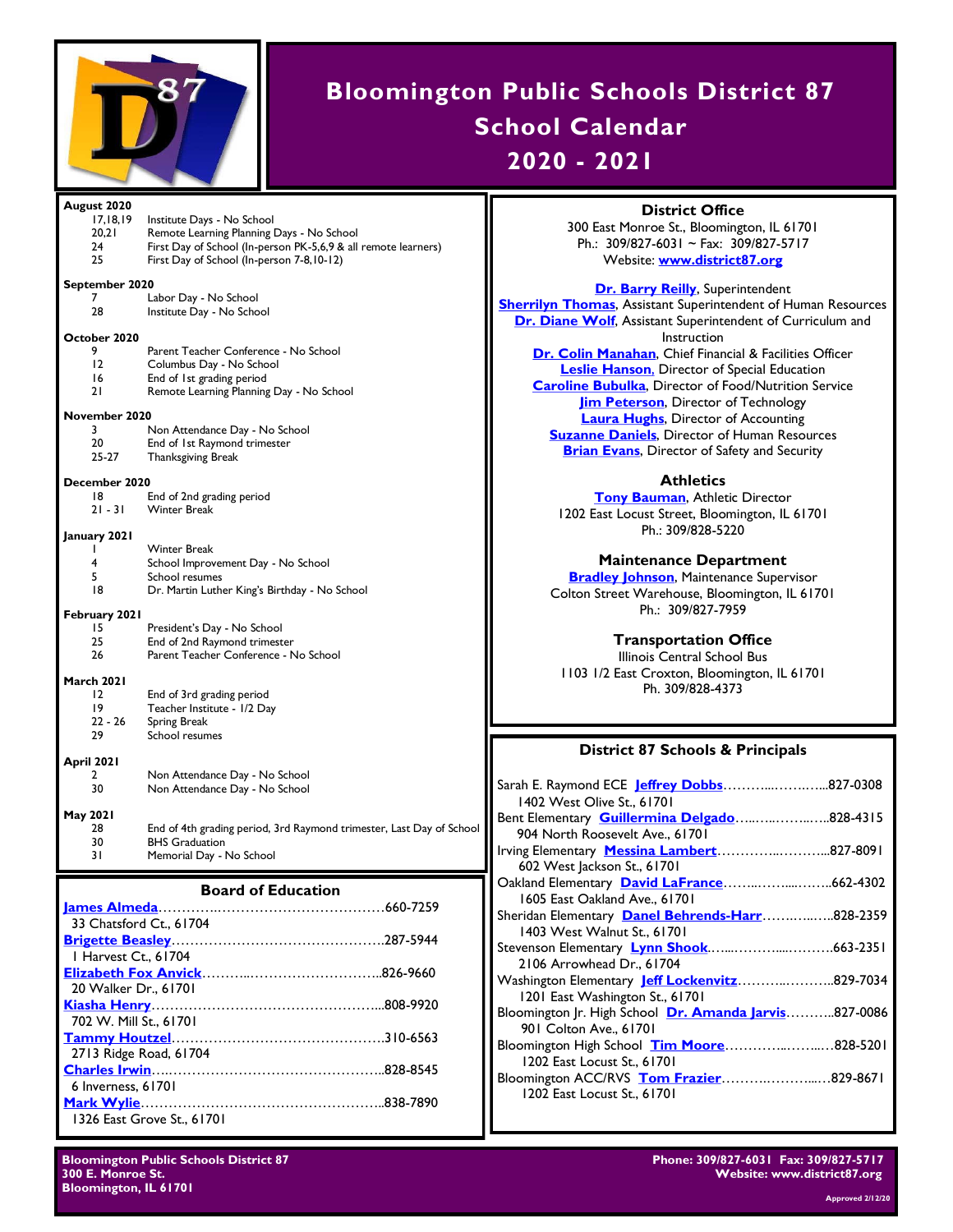# Bloomington Public Schools District 87
## School Calendar
## 2020 - 2021

**August 2020**

| | |
|---|---|
| 17,18,19 | Institute Days - No School |
| 20,21 | Remote Learning Planning Days - No School |
| 24 | First Day of School (In-person PK-5,6,9 & all remote learners) |
| 25 | First Day of School (In-person 7-8,10-12) |

**September 2020**

| | |
|---|---|
| 7 | Labor Day - No School |
| 28 | Institute Day - No School |

**October 2020**

| | |
|---|---|
| 9 | Parent Teacher Conference - No School |
| 12 | Columbus Day - No School |
| 16 | End of 1st grading period |
| 21 | Remote Learning Planning Day - No School |

**November 2020**

| | |
|---|---|
| 3 | Non Attendance Day - No School |
| 20 | End of 1st Raymond trimester |
| 25-27 | Thanksgiving Break |

**December 2020**

| | |
|---|---|
| 18 | End of 2nd grading period |
| 21 - 31 | Winter Break |

**January 2021**

| | |
|---|---|
| 1 | Winter Break |
| 4 | School Improvement Day - No School |
| 5 | School resumes |
| 18 | Dr. Martin Luther King's Birthday - No School |

**February 2021**

| | |
|---|---|
| 15 | President's Day - No School |
| 25 | End of 2nd Raymond trimester |
| 26 | Parent Teacher Conference - No School |

**March 2021**

| | |
|---|---|
| 12 | End of 3rd grading period |
| 19 | Teacher Institute - 1/2 Day |
| 22 - 26 | Spring Break |
| 29 | School resumes |

**April 2021**

| | |
|---|---|
| 2 | Non Attendance Day - No School |
| 30 | Non Attendance Day - No School |

**May 2021**

| | |
|---|---|
| 28 | End of 4th grading period, 3rd Raymond trimester, Last Day of School |
| 30 | BHS Graduation |
| 31 | Memorial Day - No School |

### Board of Education

**James Almeda**……………………………………………660-7259
33 Chatsford Ct., 61704

**Brigette Beasley**………………………………………287-5944
1 Harvest Ct., 61704

**Elizabeth Fox Anvick**…………………………………826-9660
20 Walker Dr., 61701

**Kiasha Henry**……………………………………………808-9920
702 W. Mill St., 61701

**Tammy Houtzel**…………………………………………310-6563
2713 Ridge Road, 61704

**Charles Irwin**……………………………………………828-8545
6 Inverness, 61701

**Mark Wylie**………………………………………………838-7890
1326 East Grove St., 61701

### District Office

300 East Monroe St., Bloomington, IL 61701
Ph.: 309/827-6031 ~ Fax: 309/827-5717
Website: **www.district87.org**

**Dr. Barry Reilly**, Superintendent
**Sherrilyn Thomas**, Assistant Superintendent of Human Resources
**Dr. Diane Wolf**, Assistant Superintendent of Curriculum and Instruction
**Dr. Colin Manahan**, Chief Financial & Facilities Officer
**Leslie Hanson**, Director of Special Education
**Caroline Bubulka**, Director of Food/Nutrition Service
**Jim Peterson**, Director of Technology
**Laura Hughs**, Director of Accounting
**Suzanne Daniels**, Director of Human Resources
**Brian Evans**, Director of Safety and Security

### Athletics

**Tony Bauman**, Athletic Director
1202 East Locust Street, Bloomington, IL 61701
Ph.: 309/828-5220

### Maintenance Department

**Bradley Johnson**, Maintenance Supervisor
Colton Street Warehouse, Bloomington, IL 61701
Ph.: 309/827-7959

### Transportation Office

Illinois Central School Bus
1103 1/2 East Croxton, Bloomington, IL 61701
Ph. 309/828-4373

### District 87 Schools & Principals

Sarah E. Raymond ECE **Jeffrey Dobbs**…………………827-0308
1402 West Olive St., 61701

Bent Elementary **Guillermina Delgado**………………828-4315
904 North Roosevelt Ave., 61701

Irving Elementary **Messina Lambert**…………………827-8091
602 West Jackson St., 61701

Oakland Elementary **David LaFrance**…………………662-4302
1605 East Oakland Ave., 61701

Sheridan Elementary **Danel Behrends-Harr**…………828-2359
1403 West Walnut St., 61701

Stevenson Elementary **Lynn Shook**……………………663-2351
2106 Arrowhead Dr., 61704

Washington Elementary **Jeff Lockenvitz**………………829-7034
1201 East Washington St., 61701

Bloomington Jr. High School **Dr. Amanda Jarvis**………827-0086
901 Colton Ave., 61701

Bloomington High School **Tim Moore**…………………828-5201
1202 East Locust St., 61701

Bloomington ACC/RVS **Tom Frazier**……………………829-8671
1202 East Locust St., 61701

**Bloomington Public Schools District 87**
**300 E. Monroe St.**
**Bloomington, IL 61701**

**Phone: 309/827-6031 Fax: 309/827-5717**
**Website: www.district87.org**

**Approved 2/12/20**